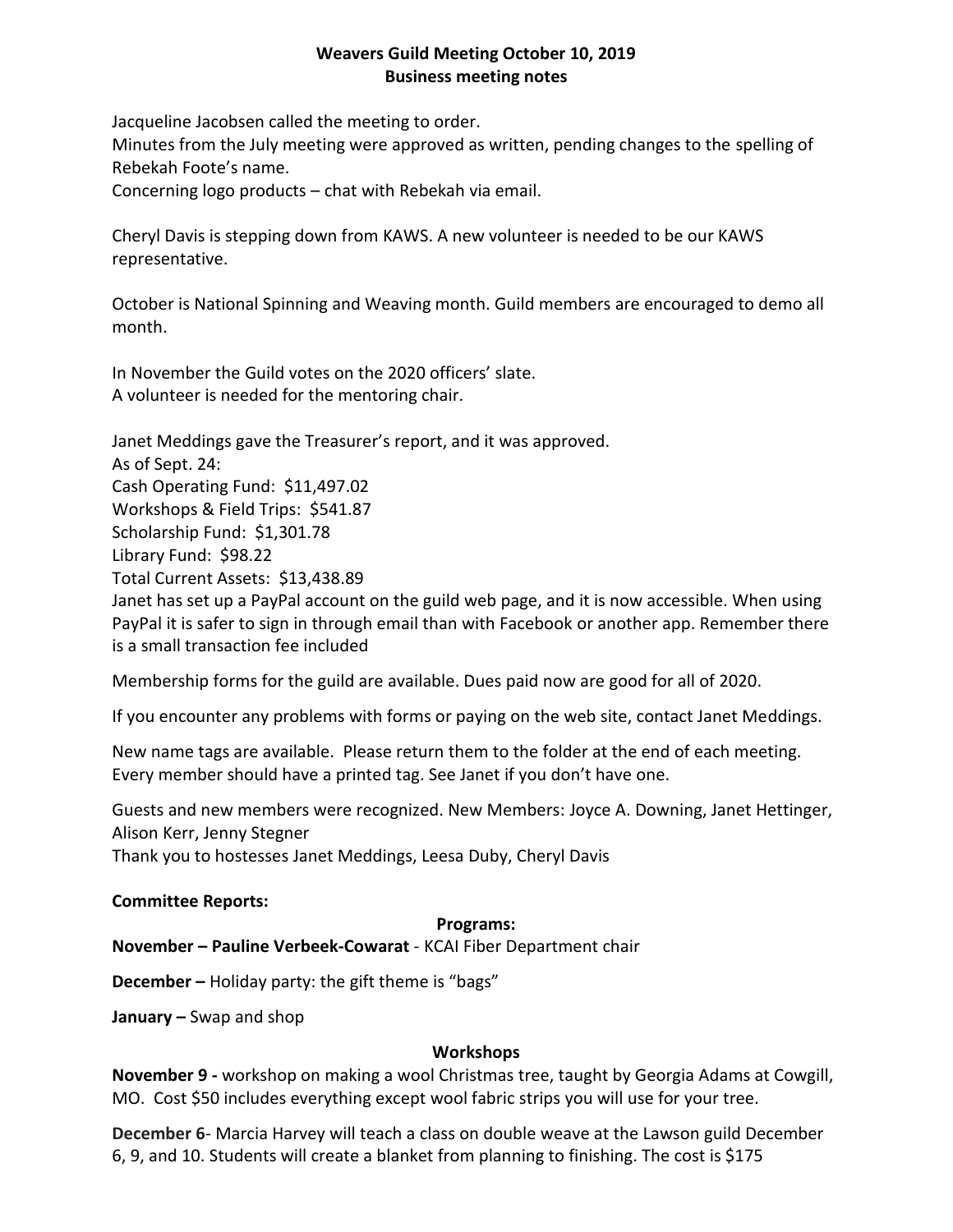# Weavers Guild Meeting October 10, 2019
## Business meeting notes

Jacqueline Jacobsen called the meeting to order.
Minutes from the July meeting were approved as written, pending changes to the spelling of Rebekah Foote's name.
Concerning logo products – chat with Rebekah via email.

Cheryl Davis is stepping down from KAWS. A new volunteer is needed to be our KAWS representative.

October is National Spinning and Weaving month. Guild members are encouraged to demo all month.

In November the Guild votes on the 2020 officers' slate.
A volunteer is needed for the mentoring chair.

Janet Meddings gave the Treasurer's report, and it was approved.
As of Sept. 24:
Cash Operating Fund: $11,497.02
Workshops & Field Trips: $541.87
Scholarship Fund: $1,301.78
Library Fund: $98.22
Total Current Assets: $13,438.89
Janet has set up a PayPal account on the guild web page, and it is now accessible. When using PayPal it is safer to sign in through email than with Facebook or another app. Remember there is a small transaction fee included

Membership forms for the guild are available. Dues paid now are good for all of 2020.

If you encounter any problems with forms or paying on the web site, contact Janet Meddings.

New name tags are available. Please return them to the folder at the end of each meeting. Every member should have a printed tag. See Janet if you don't have one.

Guests and new members were recognized. New Members: Joyce A. Downing, Janet Hettinger, Alison Kerr, Jenny Stegner
Thank you to hostesses Janet Meddings, Leesa Duby, Cheryl Davis

**Committee Reports:**

### Programs:

**November – Pauline Verbeek-Cowarat** - KCAI Fiber Department chair

**December –** Holiday party: the gift theme is "bags"

**January –** Swap and shop

### Workshops

**November 9 -** workshop on making a wool Christmas tree, taught by Georgia Adams at Cowgill, MO. Cost $50 includes everything except wool fabric strips you will use for your tree.

**December 6**- Marcia Harvey will teach a class on double weave at the Lawson guild December 6, 9, and 10. Students will create a blanket from planning to finishing. The cost is $175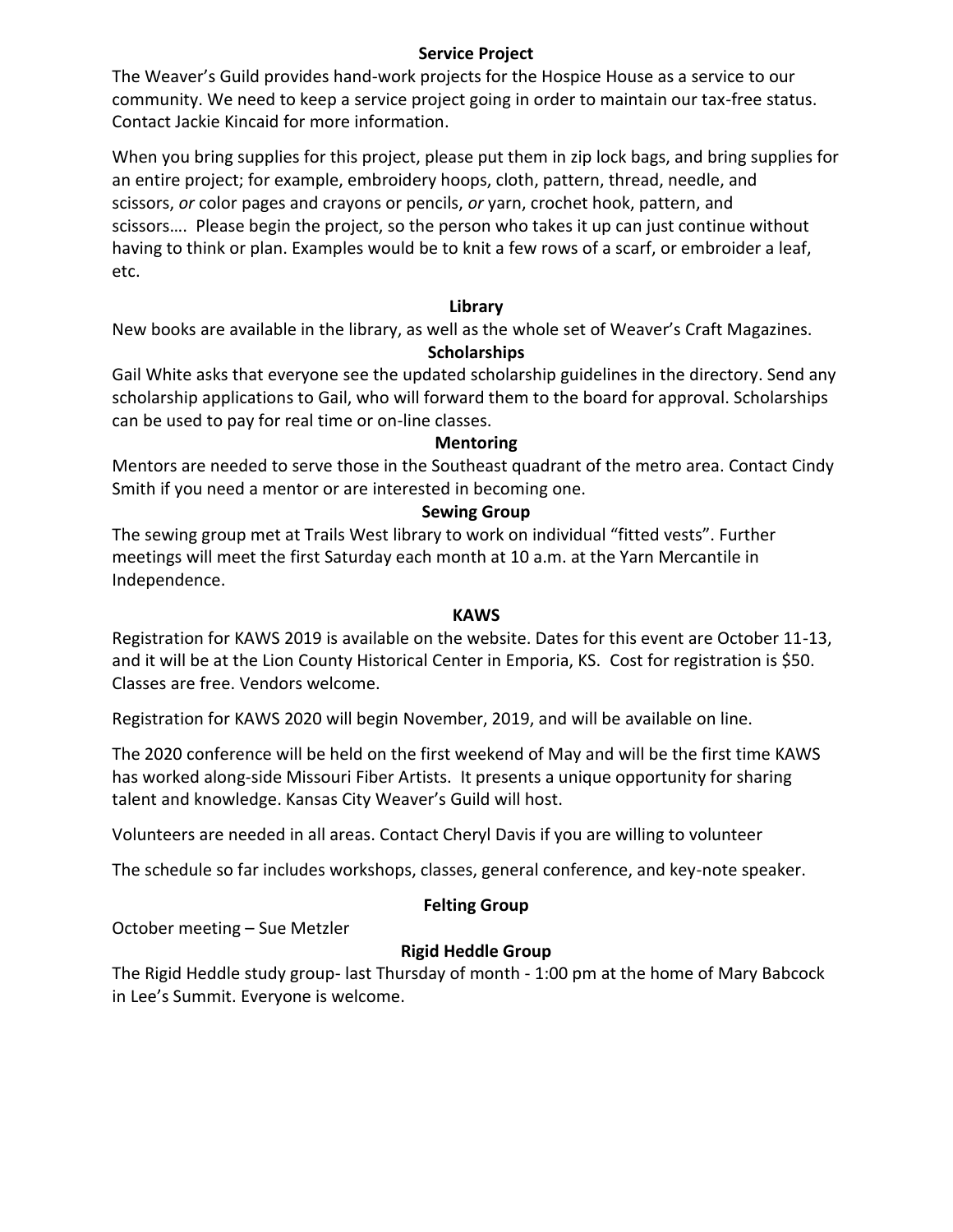## Service Project

The Weaver's Guild provides hand-work projects for the Hospice House as a service to our community. We need to keep a service project going in order to maintain our tax-free status. Contact Jackie Kincaid for more information.

When you bring supplies for this project, please put them in zip lock bags, and bring supplies for an entire project; for example, embroidery hoops, cloth, pattern, thread, needle, and scissors, *or* color pages and crayons or pencils, *or* yarn, crochet hook, pattern, and scissors…. Please begin the project, so the person who takes it up can just continue without having to think or plan. Examples would be to knit a few rows of a scarf, or embroider a leaf, etc.

## Library

New books are available in the library, as well as the whole set of Weaver's Craft Magazines.

## Scholarships

Gail White asks that everyone see the updated scholarship guidelines in the directory. Send any scholarship applications to Gail, who will forward them to the board for approval. Scholarships can be used to pay for real time or on-line classes.

## Mentoring

Mentors are needed to serve those in the Southeast quadrant of the metro area. Contact Cindy Smith if you need a mentor or are interested in becoming one.

## Sewing Group

The sewing group met at Trails West library to work on individual "fitted vests". Further meetings will meet the first Saturday each month at 10 a.m. at the Yarn Mercantile in Independence.

## KAWS

Registration for KAWS 2019 is available on the website. Dates for this event are October 11-13, and it will be at the Lion County Historical Center in Emporia, KS. Cost for registration is $50. Classes are free. Vendors welcome.

Registration for KAWS 2020 will begin November, 2019, and will be available on line.

The 2020 conference will be held on the first weekend of May and will be the first time KAWS has worked along-side Missouri Fiber Artists. It presents a unique opportunity for sharing talent and knowledge. Kansas City Weaver's Guild will host.

Volunteers are needed in all areas. Contact Cheryl Davis if you are willing to volunteer

The schedule so far includes workshops, classes, general conference, and key-note speaker.

## Felting Group

October meeting – Sue Metzler

## Rigid Heddle Group

The Rigid Heddle study group- last Thursday of month - 1:00 pm at the home of Mary Babcock in Lee's Summit. Everyone is welcome.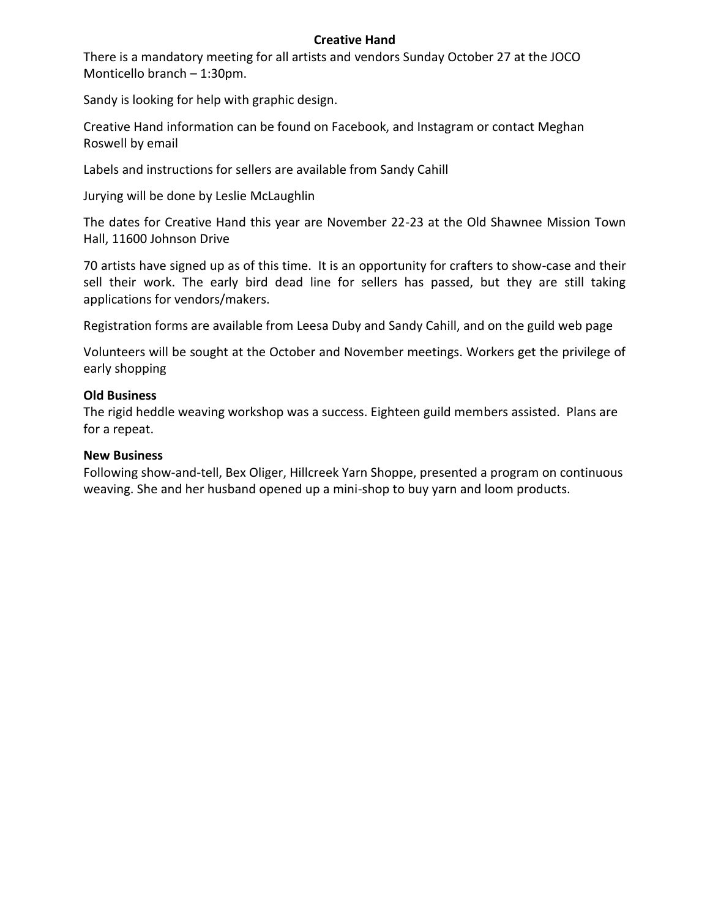**Creative Hand**

There is a mandatory meeting for all artists and vendors Sunday October 27 at the JOCO Monticello branch – 1:30pm.

Sandy is looking for help with graphic design.

Creative Hand information can be found on Facebook, and Instagram or contact Meghan Roswell by email

Labels and instructions for sellers are available from Sandy Cahill

Jurying will be done by Leslie McLaughlin

The dates for Creative Hand this year are November 22-23 at the Old Shawnee Mission Town Hall, 11600 Johnson Drive

70 artists have signed up as of this time. It is an opportunity for crafters to show-case and their sell their work. The early bird dead line for sellers has passed, but they are still taking applications for vendors/makers.

Registration forms are available from Leesa Duby and Sandy Cahill, and on the guild web page

Volunteers will be sought at the October and November meetings. Workers get the privilege of early shopping

**Old Business**

The rigid heddle weaving workshop was a success. Eighteen guild members assisted. Plans are for a repeat.

**New Business**

Following show-and-tell, Bex Oliger, Hillcreek Yarn Shoppe, presented a program on continuous weaving. She and her husband opened up a mini-shop to buy yarn and loom products.